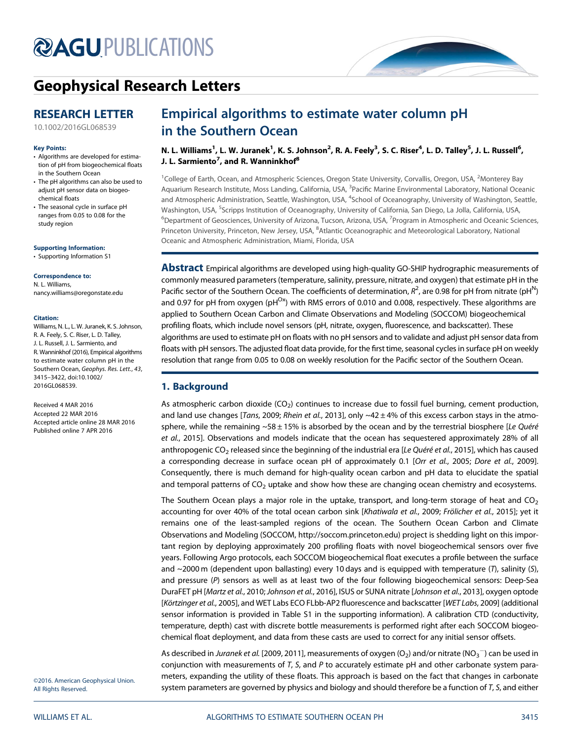# Geophysical Research Letters

**RESEARCH LETTER**

10.1002/2016GL068539

**Key Points:**

- Algorithms are developed for estimation of pH from biogeochemical floats in the Southern Ocean
- The pH algorithms can also be used to adjust pH sensor data on biogeochemical floats
- The seasonal cycle in surface pH ranges from 0.05 to 0.08 for the study region

**Supporting Information:**

- Supporting Information S1

**Correspondence to:**

N. L. Williams,
nancy.williams@oregonstate.edu

**Citation:**

Williams, N. L., L. W. Juranek, K. S. Johnson, R. A. Feely, S. C. Riser, L. D. Talley, J. L. Russell, J. L. Sarmiento, and R. Wanninkhof (2016), Empirical algorithms to estimate water column pH in the Southern Ocean, *Geophys. Res. Lett.*, *43*, 3415–3422, doi:10.1002/2016GL068539.

Received 4 MAR 2016
Accepted 22 MAR 2016
Accepted article online 28 MAR 2016
Published online 7 APR 2016

©2016. American Geophysical Union. All Rights Reserved.

# Empirical algorithms to estimate water column pH in the Southern Ocean

**N. L. Williams[1], L. W. Juranek[1], K. S. Johnson[2], R. A. Feely[3], S. C. Riser[4], L. D. Talley[5], J. L. Russell[6], J. L. Sarmiento[7], and R. Wanninkhof[8]**

[1]College of Earth, Ocean, and Atmospheric Sciences, Oregon State University, Corvallis, Oregon, USA, [2]Monterey Bay Aquarium Research Institute, Moss Landing, California, USA, [3]Pacific Marine Environmental Laboratory, National Oceanic and Atmospheric Administration, Seattle, Washington, USA, [4]School of Oceanography, University of Washington, Seattle, Washington, USA, [5]Scripps Institution of Oceanography, University of California, San Diego, La Jolla, California, USA, [6]Department of Geosciences, University of Arizona, Tucson, Arizona, USA, [7]Program in Atmospheric and Oceanic Sciences, Princeton University, Princeton, New Jersey, USA, [8]Atlantic Oceanographic and Meteorological Laboratory, National Oceanic and Atmospheric Administration, Miami, Florida, USA

**Abstract** Empirical algorithms are developed using high-quality GO-SHIP hydrographic measurements of commonly measured parameters (temperature, salinity, pressure, nitrate, and oxygen) that estimate pH in the Pacific sector of the Southern Ocean. The coefficients of determination, $R^2$, are 0.98 for pH from nitrate ($pH^N$) and 0.97 for pH from oxygen ($pH^{Ox}$) with RMS errors of 0.010 and 0.008, respectively. These algorithms are applied to Southern Ocean Carbon and Climate Observations and Modeling (SOCCOM) biogeochemical profiling floats, which include novel sensors (pH, nitrate, oxygen, fluorescence, and backscatter). These algorithms are used to estimate pH on floats with no pH sensors and to validate and adjust pH sensor data from floats with pH sensors. The adjusted float data provide, for the first time, seasonal cycles in surface pH on weekly resolution that range from 0.05 to 0.08 on weekly resolution for the Pacific sector of the Southern Ocean.

## 1. Background

As atmospheric carbon dioxide ($CO_2$) continues to increase due to fossil fuel burning, cement production, and land use changes [*Tans*, 2009; *Rhein et al.*, 2013], only ~42 ± 4% of this excess carbon stays in the atmosphere, while the remaining ~58 ± 15% is absorbed by the ocean and by the terrestrial biosphere [*Le Quéré et al.*, 2015]. Observations and models indicate that the ocean has sequestered approximately 28% of all anthropogenic $CO_2$ released since the beginning of the industrial era [*Le Quéré et al.*, 2015], which has caused a corresponding decrease in surface ocean pH of approximately 0.1 [*Orr et al.*, 2005; *Dore et al.*, 2009]. Consequently, there is much demand for high-quality ocean carbon and pH data to elucidate the spatial and temporal patterns of $CO_2$ uptake and show how these are changing ocean chemistry and ecosystems.

The Southern Ocean plays a major role in the uptake, transport, and long-term storage of heat and $CO_2$ accounting for over 40% of the total ocean carbon sink [*Khatiwala et al.*, 2009; *Frölicher et al.*, 2015]; yet it remains one of the least-sampled regions of the ocean. The Southern Ocean Carbon and Climate Observations and Modeling (SOCCOM, http://soccom.princeton.edu) project is shedding light on this important region by deploying approximately 200 profiling floats with novel biogeochemical sensors over five years. Following Argo protocols, each SOCCOM biogeochemical float executes a profile between the surface and ~2000 m (dependent upon ballasting) every 10 days and is equipped with temperature (*T*), salinity (*S*), and pressure (*P*) sensors as well as at least two of the four following biogeochemical sensors: Deep-Sea DuraFET pH [*Martz et al.*, 2010; *Johnson et al.*, 2016], ISUS or SUNA nitrate [*Johnson et al.*, 2013], oxygen optode [*Körtzinger et al.*, 2005], and WET Labs ECO FLbb-AP2 fluorescence and backscatter [*WET Labs*, 2009] (additional sensor information is provided in Table S1 in the supporting information). A calibration CTD (conductivity, temperature, depth) cast with discrete bottle measurements is performed right after each SOCCOM biogeochemical float deployment, and data from these casts are used to correct for any initial sensor offsets.

As described in *Juranek et al.* [2009, 2011], measurements of oxygen ($O_2$) and/or nitrate ($NO_3^-$) can be used in conjunction with measurements of *T*, *S*, and *P* to accurately estimate pH and other carbonate system parameters, expanding the utility of these floats. This approach is based on the fact that changes in carbonate system parameters are governed by physics and biology and should therefore be a function of *T*, *S*, and either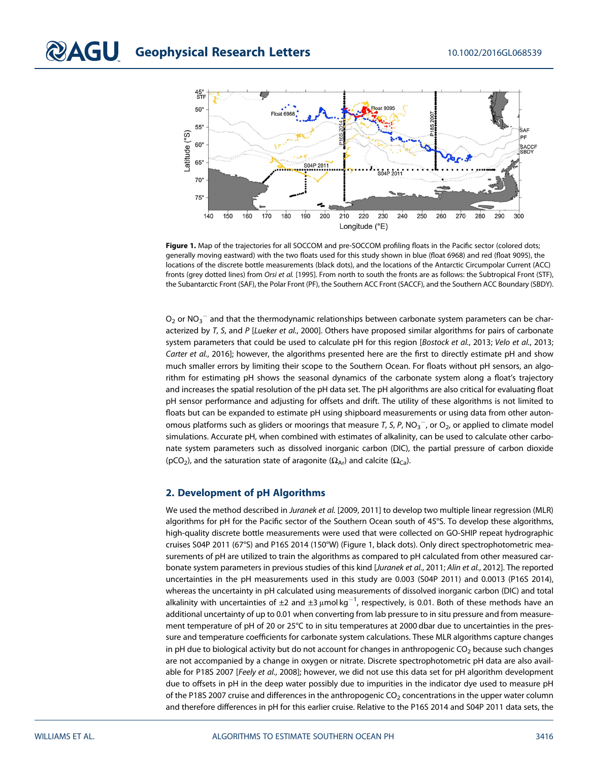**Figure 1.** Map of the trajectories for all SOCCOM and pre-SOCCOM profiling floats in the Pacific sector (colored dots; generally moving eastward) with the two floats used for this study shown in blue (float 6968) and red (float 9095), the locations of the discrete bottle measurements (black dots), and the locations of the Antarctic Circumpolar Current (ACC) fronts (grey dotted lines) from *Orsi et al.* [1995]. From north to south the fronts are as follows: the Subtropical Front (STF), the Subantarctic Front (SAF), the Polar Front (PF), the Southern ACC Front (SACCF), and the Southern ACC Boundary (SBDY).

$O_2$ or $NO_3^-$ and that the thermodynamic relationships between carbonate system parameters can be characterized by *T*, *S*, and *P* [*Lueker et al.*, 2000]. Others have proposed similar algorithms for pairs of carbonate system parameters that could be used to calculate pH for this region [*Bostock et al.*, 2013; *Velo et al.*, 2013; *Carter et al.*, 2016]; however, the algorithms presented here are the first to directly estimate pH and show much smaller errors by limiting their scope to the Southern Ocean. For floats without pH sensors, an algorithm for estimating pH shows the seasonal dynamics of the carbonate system along a float's trajectory and increases the spatial resolution of the pH data set. The pH algorithms are also critical for evaluating float pH sensor performance and adjusting for offsets and drift. The utility of these algorithms is not limited to floats but can be expanded to estimate pH using shipboard measurements or using data from other autonomous platforms such as gliders or moorings that measure *T*, *S*, *P*, $NO_3^-$, or $O_2$, or applied to climate model simulations. Accurate pH, when combined with estimates of alkalinity, can be used to calculate other carbonate system parameters such as dissolved inorganic carbon (DIC), the partial pressure of carbon dioxide ($pCO_2$), and the saturation state of aragonite ($\Omega_{Ar}$) and calcite ($\Omega_{Ca}$).

## 2. Development of pH Algorithms

We used the method described in *Juranek et al.* [2009, 2011] to develop two multiple linear regression (MLR) algorithms for pH for the Pacific sector of the Southern Ocean south of 45°S. To develop these algorithms, high-quality discrete bottle measurements were used that were collected on GO-SHIP repeat hydrographic cruises S04P 2011 (67°S) and P16S 2014 (150°W) (Figure 1, black dots). Only direct spectrophotometric measurements of pH are utilized to train the algorithms as compared to pH calculated from other measured carbonate system parameters in previous studies of this kind [*Juranek et al.*, 2011; *Alin et al.*, 2012]. The reported uncertainties in the pH measurements used in this study are 0.003 (S04P 2011) and 0.0013 (P16S 2014), whereas the uncertainty in pH calculated using measurements of dissolved inorganic carbon (DIC) and total alkalinity with uncertainties of ±2 and ±3 μmol kg$^{-1}$, respectively, is 0.01. Both of these methods have an additional uncertainty of up to 0.01 when converting from lab pressure to in situ pressure and from measurement temperature of pH of 20 or 25°C to in situ temperatures at 2000 dbar due to uncertainties in the pressure and temperature coefficients for carbonate system calculations. These MLR algorithms capture changes in pH due to biological activity but do not account for changes in anthropogenic $CO_2$ because such changes are not accompanied by a change in oxygen or nitrate. Discrete spectrophotometric pH data are also available for P18S 2007 [*Feely et al.*, 2008]; however, we did not use this data set for pH algorithm development due to offsets in pH in the deep water possibly due to impurities in the indicator dye used to measure pH of the P18S 2007 cruise and differences in the anthropogenic $CO_2$ concentrations in the upper water column and therefore differences in pH for this earlier cruise. Relative to the P16S 2014 and S04P 2011 data sets, the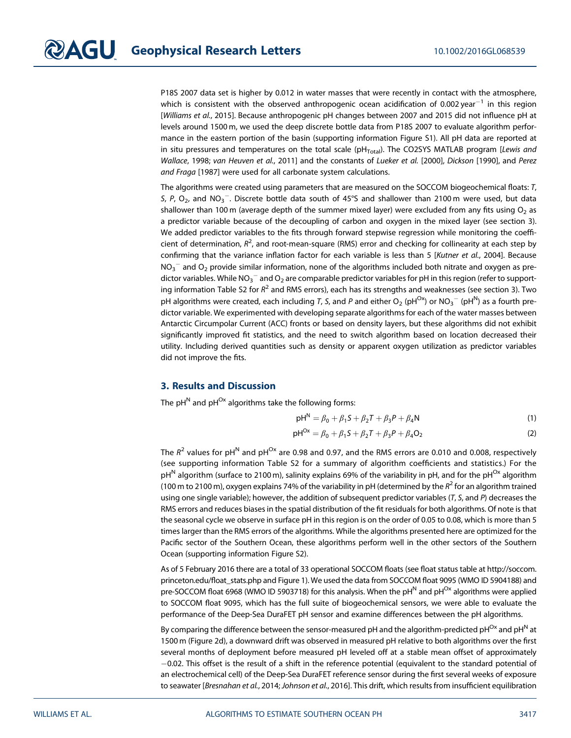P18S 2007 data set is higher by 0.012 in water masses that were recently in contact with the atmosphere, which is consistent with the observed anthropogenic ocean acidification of 0.002 $\text{year}^{-1}$ in this region [*Williams et al.*, 2015]. Because anthropogenic pH changes between 2007 and 2015 did not influence pH at levels around 1500 m, we used the deep discrete bottle data from P18S 2007 to evaluate algorithm performance in the eastern portion of the basin (supporting information Figure S1). All pH data are reported at in situ pressures and temperatures on the total scale ($pH_{Total}$). The CO2SYS MATLAB program [*Lewis and Wallace*, 1998; *van Heuven et al.*, 2011] and the constants of *Lueker et al.* [2000], *Dickson* [1990], and *Perez and Fraga* [1987] were used for all carbonate system calculations.

The algorithms were created using parameters that are measured on the SOCCOM biogeochemical floats: $T$, $S$, $P$, $O_2$, and $NO_3^-$. Discrete bottle data south of 45°S and shallower than 2100 m were used, but data shallower than 100 m (average depth of the summer mixed layer) were excluded from any fits using $O_2$ as a predictor variable because of the decoupling of carbon and oxygen in the mixed layer (see section 3). We added predictor variables to the fits through forward stepwise regression while monitoring the coefficient of determination, $R^2$, and root-mean-square (RMS) error and checking for collinearity at each step by confirming that the variance inflation factor for each variable is less than 5 [*Kutner et al.*, 2004]. Because $NO_3^-$ and $O_2$ provide similar information, none of the algorithms included both nitrate and oxygen as predictor variables. While $NO_3^-$ and $O_2$ are comparable predictor variables for pH in this region (refer to supporting information Table S2 for $R^2$ and RMS errors), each has its strengths and weaknesses (see section 3). Two pH algorithms were created, each including $T$, $S$, and $P$ and either $O_2$ ($pH^{Ox}$) or $NO_3^-$ ($pH^{N}$) as a fourth predictor variable. We experimented with developing separate algorithms for each of the water masses between Antarctic Circumpolar Current (ACC) fronts or based on density layers, but these algorithms did not exhibit significantly improved fit statistics, and the need to switch algorithm based on location decreased their utility. Including derived quantities such as density or apparent oxygen utilization as predictor variables did not improve the fits.

## 3. Results and Discussion

The $pH^{N}$ and $pH^{Ox}$ algorithms take the following forms:

$$pH^{N} = \beta_0 + \beta_1 S + \beta_2 T + \beta_3 P + \beta_4 N \tag{1}$$

$$pH^{Ox} = \beta_0 + \beta_1 S + \beta_2 T + \beta_3 P + \beta_4 O_2 \tag{2}$$

The $R^2$ values for $pH^{N}$ and $pH^{Ox}$ are 0.98 and 0.97, and the RMS errors are 0.010 and 0.008, respectively (see supporting information Table S2 for a summary of algorithm coefficients and statistics.) For the $pH^{N}$ algorithm (surface to 2100 m), salinity explains 69% of the variability in pH, and for the $pH^{Ox}$ algorithm (100 m to 2100 m), oxygen explains 74% of the variability in pH (determined by the $R^2$ for an algorithm trained using one single variable); however, the addition of subsequent predictor variables ($T$, $S$, and $P$) decreases the RMS errors and reduces biases in the spatial distribution of the fit residuals for both algorithms. Of note is that the seasonal cycle we observe in surface pH in this region is on the order of 0.05 to 0.08, which is more than 5 times larger than the RMS errors of the algorithms. While the algorithms presented here are optimized for the Pacific sector of the Southern Ocean, these algorithms perform well in the other sectors of the Southern Ocean (supporting information Figure S2).

As of 5 February 2016 there are a total of 33 operational SOCCOM floats (see float status table at http://soccom.princeton.edu/float_stats.php and Figure 1). We used the data from SOCCOM float 9095 (WMO ID 5904188) and pre-SOCCOM float 6968 (WMO ID 5903718) for this analysis. When the $pH^{N}$ and $pH^{Ox}$ algorithms were applied to SOCCOM float 9095, which has the full suite of biogeochemical sensors, we were able to evaluate the performance of the Deep-Sea DuraFET pH sensor and examine differences between the pH algorithms.

By comparing the difference between the sensor-measured pH and the algorithm-predicted $pH^{Ox}$ and $pH^{N}$ at 1500 m (Figure 2d), a downward drift was observed in measured pH relative to both algorithms over the first several months of deployment before measured pH leveled off at a stable mean offset of approximately −0.02. This offset is the result of a shift in the reference potential (equivalent to the standard potential of an electrochemical cell) of the Deep-Sea DuraFET reference sensor during the first several weeks of exposure to seawater [*Bresnahan et al.*, 2014; *Johnson et al.*, 2016]. This drift, which results from insufficient equilibration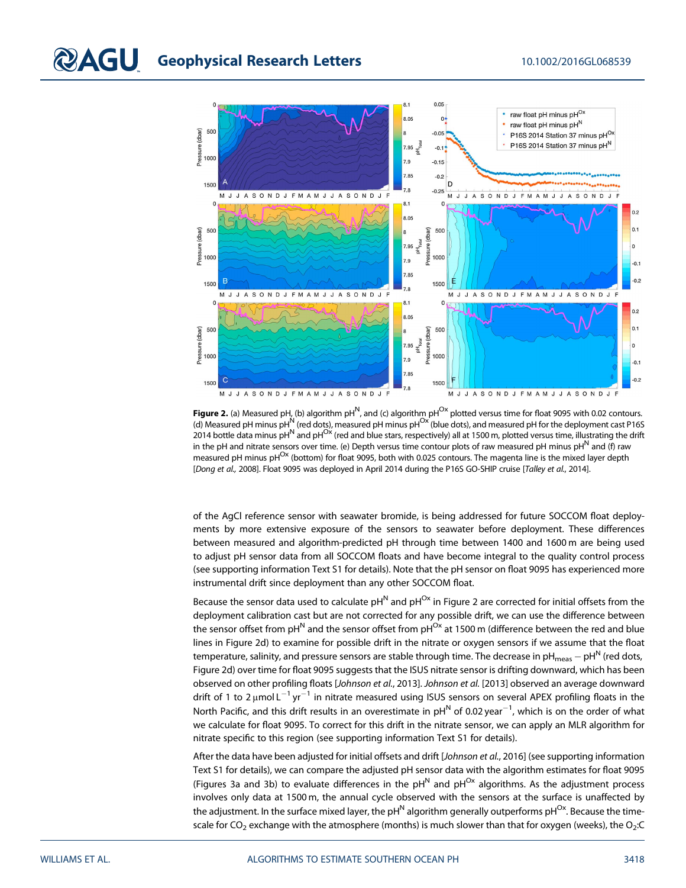**Figure 2.** (a) Measured pH, (b) algorithm $pH^N$, and (c) algorithm $pH^{Ox}$ plotted versus time for float 9095 with 0.02 contours. (d) Measured pH minus $pH^N$ (red dots), measured pH minus $pH^{Ox}$ (blue dots), and measured pH for the deployment cast P16S 2014 bottle data minus $pH^N$ and $pH^{Ox}$ (red and blue stars, respectively) all at 1500 m, plotted versus time, illustrating the drift in the pH and nitrate sensors over time. (e) Depth versus time contour plots of raw measured pH minus $pH^N$ and (f) raw measured pH minus $pH^{Ox}$ (bottom) for float 9095, both with 0.025 contours. The magenta line is the mixed layer depth [*Dong et al.*, 2008]. Float 9095 was deployed in April 2014 during the P16S GO-SHIP cruise [*Talley et al.*, 2014].

of the AgCl reference sensor with seawater bromide, is being addressed for future SOCCOM float deployments by more extensive exposure of the sensors to seawater before deployment. These differences between measured and algorithm-predicted pH through time between 1400 and 1600 m are being used to adjust pH sensor data from all SOCCOM floats and have become integral to the quality control process (see supporting information Text S1 for details). Note that the pH sensor on float 9095 has experienced more instrumental drift since deployment than any other SOCCOM float.

Because the sensor data used to calculate $pH^N$ and $pH^{Ox}$ in Figure 2 are corrected for initial offsets from the deployment calibration cast but are not corrected for any possible drift, we can use the difference between the sensor offset from $pH^N$ and the sensor offset from $pH^{Ox}$ at 1500 m (difference between the red and blue lines in Figure 2d) to examine for possible drift in the nitrate or oxygen sensors if we assume that the float temperature, salinity, and pressure sensors are stable through time. The decrease in $pH_{meas} - pH^N$ (red dots, Figure 2d) over time for float 9095 suggests that the ISUS nitrate sensor is drifting downward, which has been observed on other profiling floats [*Johnson et al.*, 2013]. *Johnson et al.* [2013] observed an average downward drift of 1 to 2 $\mu$mol $L^{-1}$ $yr^{-1}$ in nitrate measured using ISUS sensors on several APEX profiling floats in the North Pacific, and this drift results in an overestimate in $pH^N$ of 0.02 $year^{-1}$, which is on the order of what we calculate for float 9095. To correct for this drift in the nitrate sensor, we can apply an MLR algorithm for nitrate specific to this region (see supporting information Text S1 for details).

After the data have been adjusted for initial offsets and drift [*Johnson et al.*, 2016] (see supporting information Text S1 for details), we can compare the adjusted pH sensor data with the algorithm estimates for float 9095 (Figures 3a and 3b) to evaluate differences in the $pH^N$ and $pH^{Ox}$ algorithms. As the adjustment process involves only data at 1500 m, the annual cycle observed with the sensors at the surface is unaffected by the adjustment. In the surface mixed layer, the $pH^N$ algorithm generally outperforms $pH^{Ox}$. Because the timescale for $CO_2$ exchange with the atmosphere (months) is much slower than that for oxygen (weeks), the $O_2$:C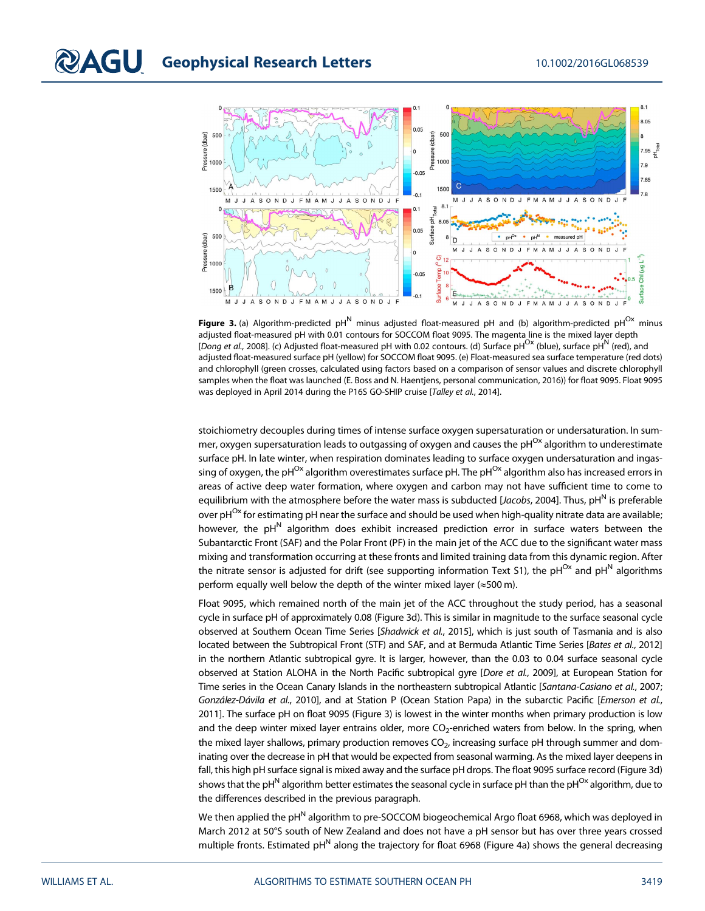**Figure 3.** (a) Algorithm-predicted $pH^N$ minus adjusted float-measured pH and (b) algorithm-predicted $pH^{Ox}$ minus adjusted float-measured pH with 0.01 contours for SOCCOM float 9095. The magenta line is the mixed layer depth [*Dong et al.,* 2008]. (c) Adjusted float-measured pH with 0.02 contours. (d) Surface $pH^{Ox}$ (blue), surface $pH^N$ (red), and adjusted float-measured surface pH (yellow) for SOCCOM float 9095. (e) Float-measured sea surface temperature (red dots) and chlorophyll (green crosses, calculated using factors based on a comparison of sensor values and discrete chlorophyll samples when the float was launched (E. Boss and N. Haentjens, personal communication, 2016)) for float 9095. Float 9095 was deployed in April 2014 during the P16S GO-SHIP cruise [*Talley et al.*, 2014].

stoichiometry decouples during times of intense surface oxygen supersaturation or undersaturation. In summer, oxygen supersaturation leads to outgassing of oxygen and causes the $pH^{Ox}$ algorithm to underestimate surface pH. In late winter, when respiration dominates leading to surface oxygen undersaturation and ingassing of oxygen, the $pH^{Ox}$ algorithm overestimates surface pH. The $pH^{Ox}$ algorithm also has increased errors in areas of active deep water formation, where oxygen and carbon may not have sufficient time to come to equilibrium with the atmosphere before the water mass is subducted [*Jacobs*, 2004]. Thus, $pH^N$ is preferable over $pH^{Ox}$ for estimating pH near the surface and should be used when high-quality nitrate data are available; however, the $pH^N$ algorithm does exhibit increased prediction error in surface waters between the Subantarctic Front (SAF) and the Polar Front (PF) in the main jet of the ACC due to the significant water mass mixing and transformation occurring at these fronts and limited training data from this dynamic region. After the nitrate sensor is adjusted for drift (see supporting information Text S1), the $pH^{Ox}$ and $pH^N$ algorithms perform equally well below the depth of the winter mixed layer (≈500 m).

Float 9095, which remained north of the main jet of the ACC throughout the study period, has a seasonal cycle in surface pH of approximately 0.08 (Figure 3d). This is similar in magnitude to the surface seasonal cycle observed at Southern Ocean Time Series [*Shadwick et al.*, 2015], which is just south of Tasmania and is also located between the Subtropical Front (STF) and SAF, and at Bermuda Atlantic Time Series [*Bates et al.*, 2012] in the northern Atlantic subtropical gyre. It is larger, however, than the 0.03 to 0.04 surface seasonal cycle observed at Station ALOHA in the North Pacific subtropical gyre [*Dore et al.*, 2009], at European Station for Time series in the Ocean Canary Islands in the northeastern subtropical Atlantic [*Santana-Casiano et al.*, 2007; *González-Dávila et al.*, 2010], and at Station P (Ocean Station Papa) in the subarctic Pacific [*Emerson et al.*, 2011]. The surface pH on float 9095 (Figure 3) is lowest in the winter months when primary production is low and the deep winter mixed layer entrains older, more $CO_2$-enriched waters from below. In the spring, when the mixed layer shallows, primary production removes $CO_2$, increasing surface pH through summer and dominating over the decrease in pH that would be expected from seasonal warming. As the mixed layer deepens in fall, this high pH surface signal is mixed away and the surface pH drops. The float 9095 surface record (Figure 3d) shows that the $pH^N$ algorithm better estimates the seasonal cycle in surface pH than the $pH^{Ox}$ algorithm, due to the differences described in the previous paragraph.

We then applied the $pH^N$ algorithm to pre-SOCCOM biogeochemical Argo float 6968, which was deployed in March 2012 at 50°S south of New Zealand and does not have a pH sensor but has over three years crossed multiple fronts. Estimated $pH^N$ along the trajectory for float 6968 (Figure 4a) shows the general decreasing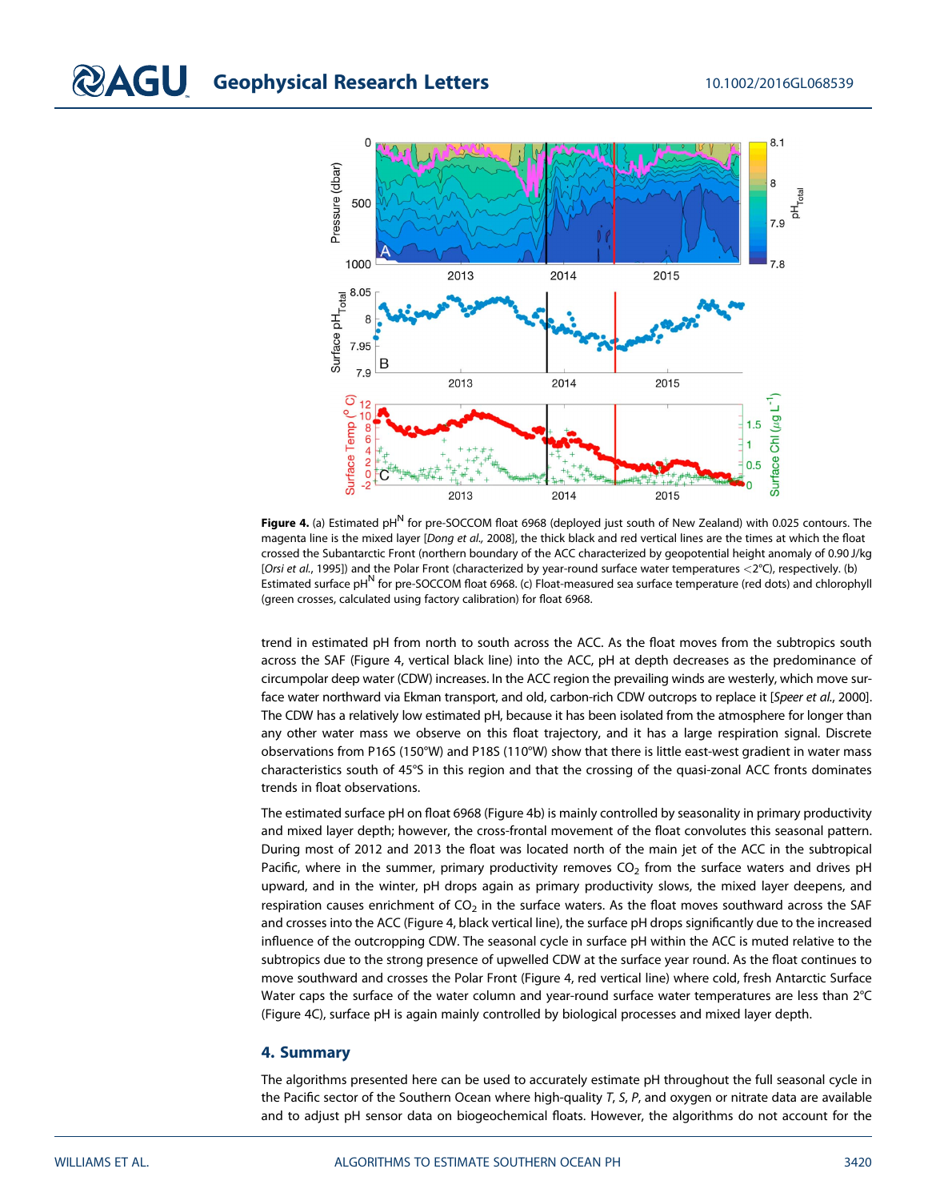**Figure 4.** (a) Estimated $pH^N$ for pre-SOCCOM float 6968 (deployed just south of New Zealand) with 0.025 contours. The magenta line is the mixed layer [*Dong et al.,* 2008], the thick black and red vertical lines are the times at which the float crossed the Subantarctic Front (northern boundary of the ACC characterized by geopotential height anomaly of 0.90 J/kg [*Orsi et al.,* 1995]) and the Polar Front (characterized by year-round surface water temperatures <2°C), respectively. (b) Estimated surface $pH^N$ for pre-SOCCOM float 6968. (c) Float-measured sea surface temperature (red dots) and chlorophyll (green crosses, calculated using factory calibration) for float 6968.

trend in estimated pH from north to south across the ACC. As the float moves from the subtropics south across the SAF (Figure 4, vertical black line) into the ACC, pH at depth decreases as the predominance of circumpolar deep water (CDW) increases. In the ACC region the prevailing winds are westerly, which move surface water northward via Ekman transport, and old, carbon-rich CDW outcrops to replace it [*Speer et al.,* 2000]. The CDW has a relatively low estimated pH, because it has been isolated from the atmosphere for longer than any other water mass we observe on this float trajectory, and it has a large respiration signal. Discrete observations from P16S (150°W) and P18S (110°W) show that there is little east-west gradient in water mass characteristics south of 45°S in this region and that the crossing of the quasi-zonal ACC fronts dominates trends in float observations.

The estimated surface pH on float 6968 (Figure 4b) is mainly controlled by seasonality in primary productivity and mixed layer depth; however, the cross-frontal movement of the float convolutes this seasonal pattern. During most of 2012 and 2013 the float was located north of the main jet of the ACC in the subtropical Pacific, where in the summer, primary productivity removes $CO_2$ from the surface waters and drives pH upward, and in the winter, pH drops again as primary productivity slows, the mixed layer deepens, and respiration causes enrichment of $CO_2$ in the surface waters. As the float moves southward across the SAF and crosses into the ACC (Figure 4, black vertical line), the surface pH drops significantly due to the increased influence of the outcropping CDW. The seasonal cycle in surface pH within the ACC is muted relative to the subtropics due to the strong presence of upwelled CDW at the surface year round. As the float continues to move southward and crosses the Polar Front (Figure 4, red vertical line) where cold, fresh Antarctic Surface Water caps the surface of the water column and year-round surface water temperatures are less than 2°C (Figure 4C), surface pH is again mainly controlled by biological processes and mixed layer depth.

## 4. Summary

The algorithms presented here can be used to accurately estimate pH throughout the full seasonal cycle in the Pacific sector of the Southern Ocean where high-quality *T*, *S*, *P*, and oxygen or nitrate data are available and to adjust pH sensor data on biogeochemical floats. However, the algorithms do not account for the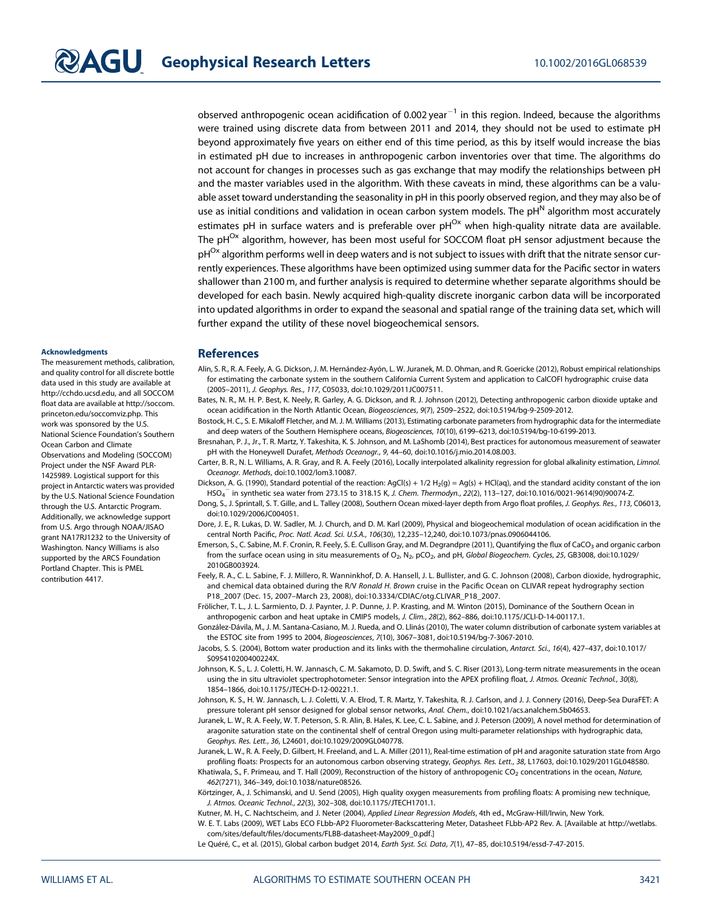observed anthropogenic ocean acidification of 0.002 $year^{-1}$ in this region. Indeed, because the algorithms were trained using discrete data from between 2011 and 2014, they should not be used to estimate pH beyond approximately five years on either end of this time period, as this by itself would increase the bias in estimated pH due to increases in anthropogenic carbon inventories over that time. The algorithms do not account for changes in processes such as gas exchange that may modify the relationships between pH and the master variables used in the algorithm. With these caveats in mind, these algorithms can be a valuable asset toward understanding the seasonality in pH in this poorly observed region, and they may also be of use as initial conditions and validation in ocean carbon system models. The $pH^N$ algorithm most accurately estimates pH in surface waters and is preferable over $pH^{Ox}$ when high-quality nitrate data are available. The $pH^{Ox}$ algorithm, however, has been most useful for SOCCOM float pH sensor adjustment because the $pH^{Ox}$ algorithm performs well in deep waters and is not subject to issues with drift that the nitrate sensor currently experiences. These algorithms have been optimized using summer data for the Pacific sector in waters shallower than 2100 m, and further analysis is required to determine whether separate algorithms should be developed for each basin. Newly acquired high-quality discrete inorganic carbon data will be incorporated into updated algorithms in order to expand the seasonal and spatial range of the training data set, which will further expand the utility of these novel biogeochemical sensors.

#### Acknowledgments

The measurement methods, calibration, and quality control for all discrete bottle data used in this study are available at http://cchdo.ucsd.edu, and all SOCCOM float data are available at http://soccom.princeton.edu/soccomviz.php. This work was sponsored by the U.S. National Science Foundation's Southern Ocean Carbon and Climate Observations and Modeling (SOCCOM) Project under the NSF Award PLR-1425989. Logistical support for this project in Antarctic waters was provided by the U.S. National Science Foundation through the U.S. Antarctic Program. Additionally, we acknowledge support from U.S. Argo through NOAA/JISAO grant NA17RJ1232 to the University of Washington. Nancy Williams is also supported by the ARCS Foundation Portland Chapter. This is PMEL contribution 4417.

## References

Alin, S. R., R. A. Feely, A. G. Dickson, J. M. Hernández-Ayón, L. W. Juranek, M. D. Ohman, and R. Goericke (2012), Robust empirical relationships for estimating the carbonate system in the southern California Current System and application to CalCOFI hydrographic cruise data (2005–2011), *J. Geophys. Res.*, *117*, C05033, doi:10.1029/2011JC007511.

Bates, N. R., M. H. P. Best, K. Neely, R. Garley, A. G. Dickson, and R. J. Johnson (2012), Detecting anthropogenic carbon dioxide uptake and ocean acidification in the North Atlantic Ocean, *Biogeosciences*, *9*(7), 2509–2522, doi:10.5194/bg-9-2509-2012.

Bostock, H. C., S. E. Mikaloff Fletcher, and M. J. M. Williams (2013), Estimating carbonate parameters from hydrographic data for the intermediate and deep waters of the Southern Hemisphere oceans, *Biogeosciences*, *10*(10), 6199–6213, doi:10.5194/bg-10-6199-2013.

Bresnahan, P. J., Jr., T. R. Martz, Y. Takeshita, K. S. Johnson, and M. LaShomb (2014), Best practices for autonomous measurement of seawater pH with the Honeywell Durafet, *Methods Oceanogr.*, *9*, 44–60, doi:10.1016/j.mio.2014.08.003.

Carter, B. R., N. L. Williams, A. R. Gray, and R. A. Feely (2016), Locally interpolated alkalinity regression for global alkalinity estimation, *Limnol. Oceanogr. Methods*, doi:10.1002/lom3.10087.

Dickson, A. G. (1990), Standard potential of the reaction: AgCl(s) + 1/2 $H_2$(g) = Ag(s) + HCl(aq), and the standard acidity constant of the ion $HSO_4^-$ in synthetic sea water from 273.15 to 318.15 K, *J. Chem. Thermodyn.*, *22*(2), 113–127, doi:10.1016/0021-9614(90)90074-Z.

Dong, S., J. Sprintall, S. T. Gille, and L. Talley (2008), Southern Ocean mixed-layer depth from Argo float profiles, *J. Geophys. Res.*, *113*, C06013, doi:10.1029/2006JC004051.

Dore, J. E., R. Lukas, D. W. Sadler, M. J. Church, and D. M. Karl (2009), Physical and biogeochemical modulation of ocean acidification in the central North Pacific, *Proc. Natl. Acad. Sci. U.S.A.*, *106*(30), 12,235–12,240, doi:10.1073/pnas.0906044106.

Emerson, S., C. Sabine, M. F. Cronin, R. Feely, S. E. Cullison Gray, and M. Degrandpre (2011), Quantifying the flux of $CaCO_3$ and organic carbon from the surface ocean using in situ measurements of $O_2$, $N_2$, $pCO_2$, and pH, *Global Biogeochem. Cycles*, *25*, GB3008, doi:10.1029/2010GB003924.

Feely, R. A., C. L. Sabine, F. J. Millero, R. Wanninkhof, D. A. Hansell, J. L. Bullister, and G. C. Johnson (2008), Carbon dioxide, hydrographic, and chemical data obtained during the R/V *Ronald H. Brown* cruise in the Pacific Ocean on CLIVAR repeat hydrography section P18_2007 (Dec. 15, 2007–March 23, 2008), doi:10.3334/CDIAC/otg.CLIVAR_P18_2007.

Frölicher, T. L., J. L. Sarmiento, D. J. Paynter, J. P. Dunne, J. P. Krasting, and M. Winton (2015), Dominance of the Southern Ocean in anthropogenic carbon and heat uptake in CMIP5 models, *J. Clim.*, *28*(2), 862–886, doi:10.1175/JCLI-D-14-00117.1.

González-Dávila, M., J. M. Santana-Casiano, M. J. Rueda, and O. Llinás (2010), The water column distribution of carbonate system variables at the ESTOC site from 1995 to 2004, *Biogeosciences*, *7*(10), 3067–3081, doi:10.5194/bg-7-3067-2010.

Jacobs, S. S. (2004), Bottom water production and its links with the thermohaline circulation, *Antarct. Sci.*, *16*(4), 427–437, doi:10.1017/S095410200400224X.

Johnson, K. S., L. J. Coletti, H. W. Jannasch, C. M. Sakamoto, D. D. Swift, and S. C. Riser (2013), Long-term nitrate measurements in the ocean using the in situ ultraviolet spectrophotometer: Sensor integration into the APEX profiling float, *J. Atmos. Oceanic Technol.*, *30*(8), 1854–1866, doi:10.1175/JTECH-D-12-00221.1.

Johnson, K. S., H. W. Jannasch, L. J. Coletti, V. A. Elrod, T. R. Martz, Y. Takeshita, R. J. Carlson, and J. J. Connery (2016), Deep-Sea DuraFET: A pressure tolerant pH sensor designed for global sensor networks, *Anal. Chem.*, doi:10.1021/acs.analchem.5b04653.

Juranek, L. W., R. A. Feely, W. T. Peterson, S. R. Alin, B. Hales, K. Lee, C. L. Sabine, and J. Peterson (2009), A novel method for determination of aragonite saturation state on the continental shelf of central Oregon using multi-parameter relationships with hydrographic data, *Geophys. Res. Lett.*, *36*, L24601, doi:10.1029/2009GL040778.

Juranek, L. W., R. A. Feely, D. Gilbert, H. Freeland, and L. A. Miller (2011), Real-time estimation of pH and aragonite saturation state from Argo profiling floats: Prospects for an autonomous carbon observing strategy, *Geophys. Res. Lett.*, *38*, L17603, doi:10.1029/2011GL048580.

Khatiwala, S., F. Primeau, and T. Hall (2009), Reconstruction of the history of anthropogenic $CO_2$ concentrations in the ocean, *Nature*, *462*(7271), 346–349, doi:10.1038/nature08526.

Körtzinger, A., J. Schimanski, and U. Send (2005), High quality oxygen measurements from profiling floats: A promising new technique, *J. Atmos. Oceanic Technol.*, *22*(3), 302–308, doi:10.1175/JTECH1701.1.

Kutner, M. H., C. Nachtsheim, and J. Neter (2004), *Applied Linear Regression Models*, 4th ed., McGraw-Hill/Irwin, New York.

W. E. T. Labs (2009), WET Labs ECO FLbb-AP2 Fluorometer-Backscattering Meter, Datasheet FLbb-AP2 Rev. A. [Available at http://wetlabs.com/sites/default/files/documents/FLBB-datasheet-May2009_0.pdf.]

Le Quéré, C., et al. (2015), Global carbon budget 2014, *Earth Syst. Sci. Data*, *7*(1), 47–85, doi:10.5194/essd-7-47-2015.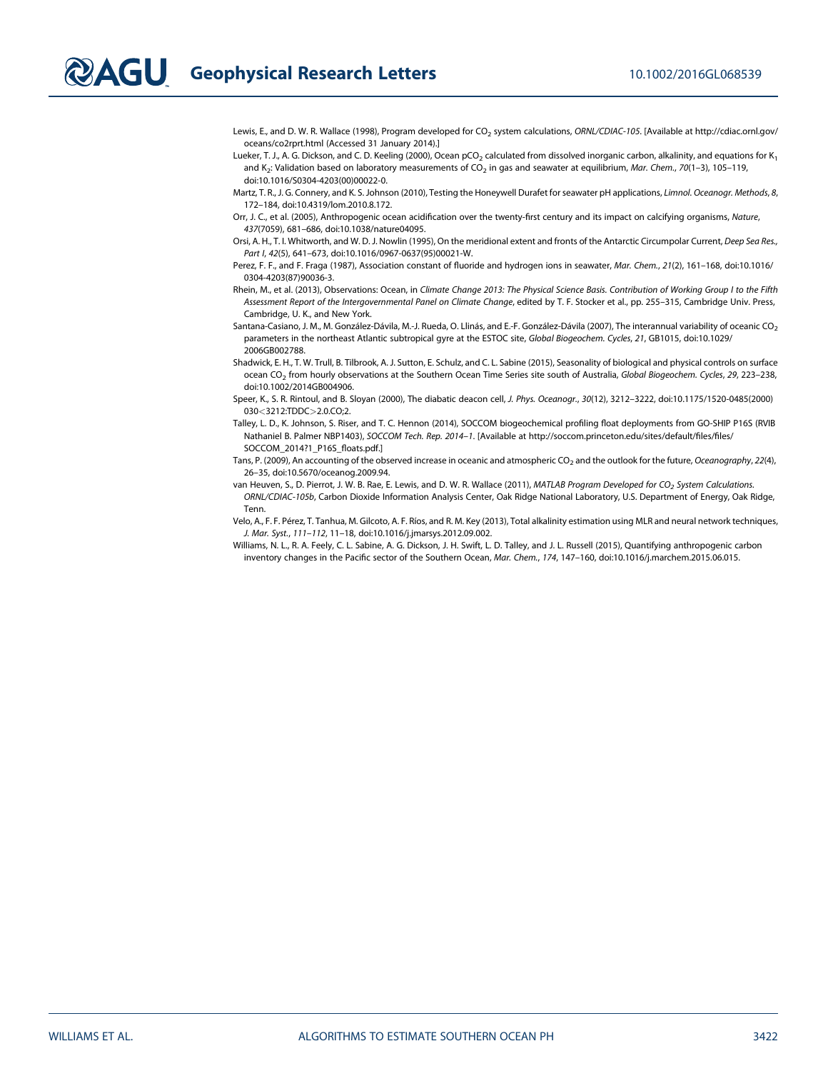Lewis, E., and D. W. R. Wallace (1998), Program developed for $CO_2$ system calculations, *ORNL/CDIAC-105*. [Available at http://cdiac.ornl.gov/oceans/co2rprt.html (Accessed 31 January 2014).]

Lueker, T. J., A. G. Dickson, and C. D. Keeling (2000), Ocean p$CO_2$ calculated from dissolved inorganic carbon, alkalinity, and equations for $K_1$ and $K_2$: Validation based on laboratory measurements of $CO_2$ in gas and seawater at equilibrium, *Mar. Chem.*, *70*(1–3), 105–119, doi:10.1016/S0304-4203(00)00022-0.

Martz, T. R., J. G. Connery, and K. S. Johnson (2010), Testing the Honeywell Durafet for seawater pH applications, *Limnol. Oceanogr. Methods*, *8*, 172–184, doi:10.4319/lom.2010.8.172.

Orr, J. C., et al. (2005), Anthropogenic ocean acidification over the twenty-first century and its impact on calcifying organisms, *Nature*, *437*(7059), 681–686, doi:10.1038/nature04095.

Orsi, A. H., T. I. Whitworth, and W. D. J. Nowlin (1995), On the meridional extent and fronts of the Antarctic Circumpolar Current, *Deep Sea Res., Part I*, *42*(5), 641–673, doi:10.1016/0967-0637(95)00021-W.

Perez, F. F., and F. Fraga (1987), Association constant of fluoride and hydrogen ions in seawater, *Mar. Chem.*, *21*(2), 161–168, doi:10.1016/0304-4203(87)90036-3.

Rhein, M., et al. (2013), Observations: Ocean, in *Climate Change 2013: The Physical Science Basis. Contribution of Working Group I to the Fifth Assessment Report of the Intergovernmental Panel on Climate Change*, edited by T. F. Stocker et al., pp. 255–315, Cambridge Univ. Press, Cambridge, U. K., and New York.

Santana-Casiano, J. M., M. González-Dávila, M.-J. Rueda, O. Llinás, and E.-F. González-Dávila (2007), The interannual variability of oceanic $CO_2$ parameters in the northeast Atlantic subtropical gyre at the ESTOC site, *Global Biogeochem. Cycles*, *21*, GB1015, doi:10.1029/2006GB002788.

Shadwick, E. H., T. W. Trull, B. Tilbrook, A. J. Sutton, E. Schulz, and C. L. Sabine (2015), Seasonality of biological and physical controls on surface ocean $CO_2$ from hourly observations at the Southern Ocean Time Series site south of Australia, *Global Biogeochem. Cycles*, *29*, 223–238, doi:10.1002/2014GB004906.

Speer, K., S. R. Rintoul, and B. Sloyan (2000), The diabatic deacon cell, *J. Phys. Oceanogr.*, *30*(12), 3212–3222, doi:10.1175/1520-0485(2000)030<3212:TDDC>2.0.CO;2.

Talley, L. D., K. Johnson, S. Riser, and T. C. Hennon (2014), SOCCOM biogeochemical profiling float deployments from GO-SHIP P16S (RVIB Nathaniel B. Palmer NBP1403), *SOCCOM Tech. Rep. 2014–1*. [Available at http://soccom.princeton.edu/sites/default/files/files/SOCCOM_2014?1_P16S_floats.pdf.]

Tans, P. (2009), An accounting of the observed increase in oceanic and atmospheric $CO_2$ and the outlook for the future, *Oceanography*, *22*(4), 26–35, doi:10.5670/oceanog.2009.94.

van Heuven, S., D. Pierrot, J. W. B. Rae, E. Lewis, and D. W. R. Wallace (2011), *MATLAB Program Developed for $CO_2$ System Calculations. ORNL/CDIAC-105b*, Carbon Dioxide Information Analysis Center, Oak Ridge National Laboratory, U.S. Department of Energy, Oak Ridge, Tenn.

Velo, A., F. F. Pérez, T. Tanhua, M. Gilcoto, A. F. Ríos, and R. M. Key (2013), Total alkalinity estimation using MLR and neural network techniques, *J. Mar. Syst.*, *111–112*, 11–18, doi:10.1016/j.jmarsys.2012.09.002.

Williams, N. L., R. A. Feely, C. L. Sabine, A. G. Dickson, J. H. Swift, L. D. Talley, and J. L. Russell (2015), Quantifying anthropogenic carbon inventory changes in the Pacific sector of the Southern Ocean, *Mar. Chem.*, *174*, 147–160, doi:10.1016/j.marchem.2015.06.015.